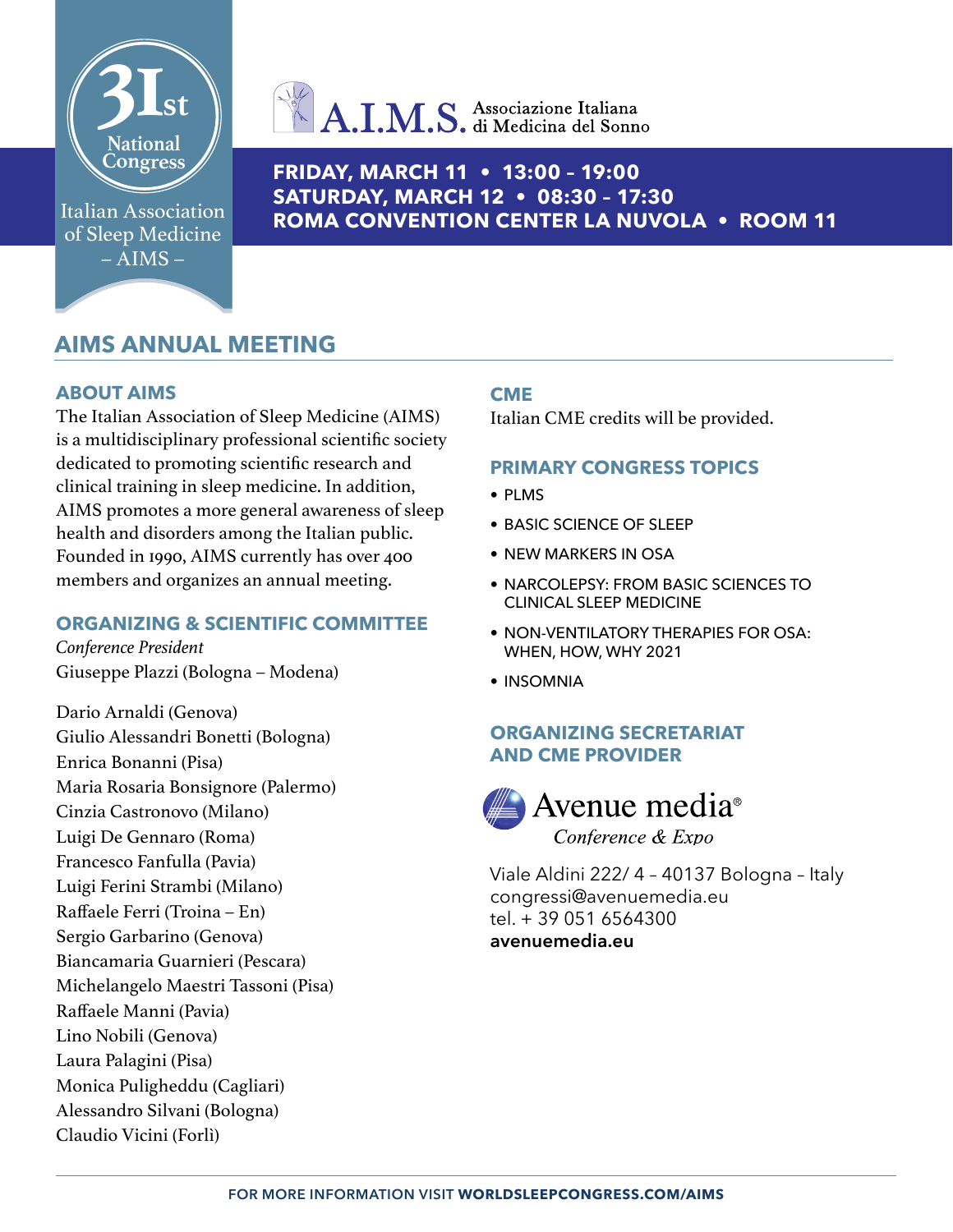31st National Congress

Italian Association of Sleep Medicine – AIMS –

A.I.M.S. Associazione Italiana di Medicina del Sonno

**FRIDAY, MARCH 11 • 13:00 – 19:00**
**SATURDAY, MARCH 12 • 08:30 – 17:30**
**ROMA CONVENTION CENTER LA NUVOLA • ROOM 11**

# AIMS ANNUAL MEETING

## ABOUT AIMS

The Italian Association of Sleep Medicine (AIMS) is a multidisciplinary professional scientific society dedicated to promoting scientific research and clinical training in sleep medicine. In addition, AIMS promotes a more general awareness of sleep health and disorders among the Italian public. Founded in 1990, AIMS currently has over 400 members and organizes an annual meeting.

## ORGANIZING & SCIENTIFIC COMMITTEE

*Conference President*
Giuseppe Plazzi (Bologna – Modena)

Dario Arnaldi (Genova)
Giulio Alessandri Bonetti (Bologna)
Enrica Bonanni (Pisa)
Maria Rosaria Bonsignore (Palermo)
Cinzia Castronovo (Milano)
Luigi De Gennaro (Roma)
Francesco Fanfulla (Pavia)
Luigi Ferini Strambi (Milano)
Raffaele Ferri (Troina – En)
Sergio Garbarino (Genova)
Biancamaria Guarnieri (Pescara)
Michelangelo Maestri Tassoni (Pisa)
Raffaele Manni (Pavia)
Lino Nobili (Genova)
Laura Palagini (Pisa)
Monica Puligheddu (Cagliari)
Alessandro Silvani (Bologna)
Claudio Vicini (Forlì)

## CME

Italian CME credits will be provided.

## PRIMARY CONGRESS TOPICS

- PLMS
- BASIC SCIENCE OF SLEEP
- NEW MARKERS IN OSA
- NARCOLEPSY: FROM BASIC SCIENCES TO CLINICAL SLEEP MEDICINE
- NON-VENTILATORY THERAPIES FOR OSA: WHEN, HOW, WHY 2021
- INSOMNIA

## ORGANIZING SECRETARIAT AND CME PROVIDER

Avenue media®
*Conference & Expo*

Viale Aldini 222/ 4 – 40137 Bologna – Italy
congressi@avenuemedia.eu
tel. + 39 051 6564300
**avenuemedia.eu**

FOR MORE INFORMATION VISIT **WORLDSLEEPCONGRESS.COM/AIMS**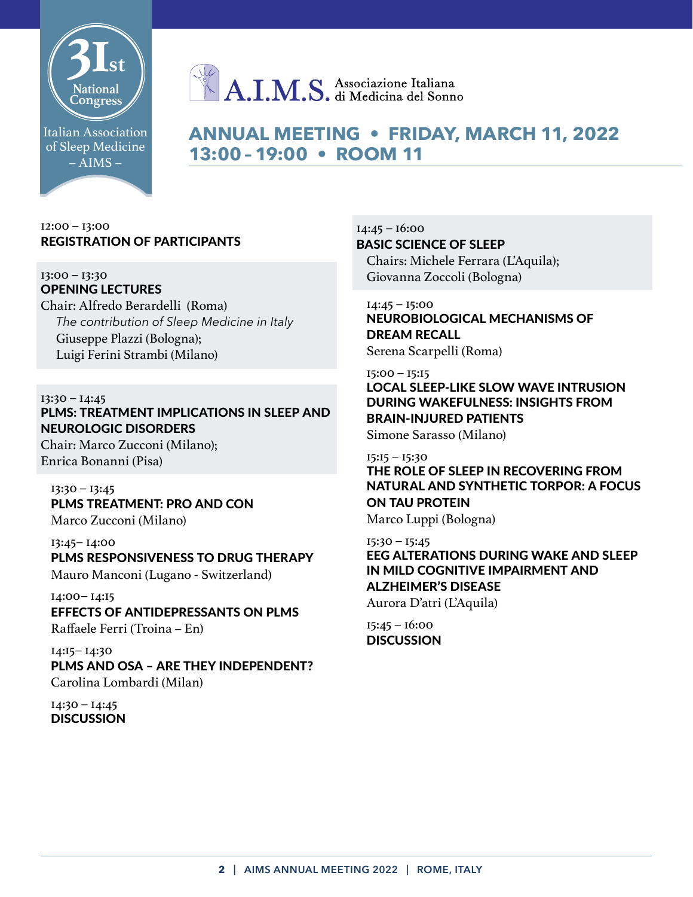31st National Congress

Italian Association of Sleep Medicine – AIMS –

A.I.M.S. Associazione Italiana di Medicina del Sonno

## ANNUAL MEETING • FRIDAY, MARCH 11, 2022
## 13:00 – 19:00 • ROOM 11

12:00 – 13:00
**REGISTRATION OF PARTICIPANTS**

13:00 – 13:30
**OPENING LECTURES**
Chair: Alfredo Berardelli (Roma)
*The contribution of Sleep Medicine in Italy*
Giuseppe Plazzi (Bologna);
Luigi Ferini Strambi (Milano)

13:30 – 14:45
**PLMS: TREATMENT IMPLICATIONS IN SLEEP AND NEUROLOGIC DISORDERS**
Chair: Marco Zucconi (Milano);
Enrica Bonanni (Pisa)

13:30 – 13:45
**PLMS TREATMENT: PRO AND CON**
Marco Zucconi (Milano)

13:45– 14:00
**PLMS RESPONSIVENESS TO DRUG THERAPY**
Mauro Manconi (Lugano - Switzerland)

14:00– 14:15
**EFFECTS OF ANTIDEPRESSANTS ON PLMS**
Raffaele Ferri (Troina – En)

14:15– 14:30
**PLMS AND OSA – ARE THEY INDEPENDENT?**
Carolina Lombardi (Milan)

14:30 – 14:45
**DISCUSSION**

14:45 – 16:00
**BASIC SCIENCE OF SLEEP**
Chairs: Michele Ferrara (L'Aquila);
Giovanna Zoccoli (Bologna)

14:45 – 15:00
**NEUROBIOLOGICAL MECHANISMS OF DREAM RECALL**
Serena Scarpelli (Roma)

15:00 – 15:15
**LOCAL SLEEP-LIKE SLOW WAVE INTRUSION DURING WAKEFULNESS: INSIGHTS FROM BRAIN-INJURED PATIENTS**
Simone Sarasso (Milano)

15:15 – 15:30
**THE ROLE OF SLEEP IN RECOVERING FROM NATURAL AND SYNTHETIC TORPOR: A FOCUS ON TAU PROTEIN**
Marco Luppi (Bologna)

15:30 – 15:45
**EEG ALTERATIONS DURING WAKE AND SLEEP IN MILD COGNITIVE IMPAIRMENT AND ALZHEIMER'S DISEASE**
Aurora D'atri (L'Aquila)

15:45 – 16:00
**DISCUSSION**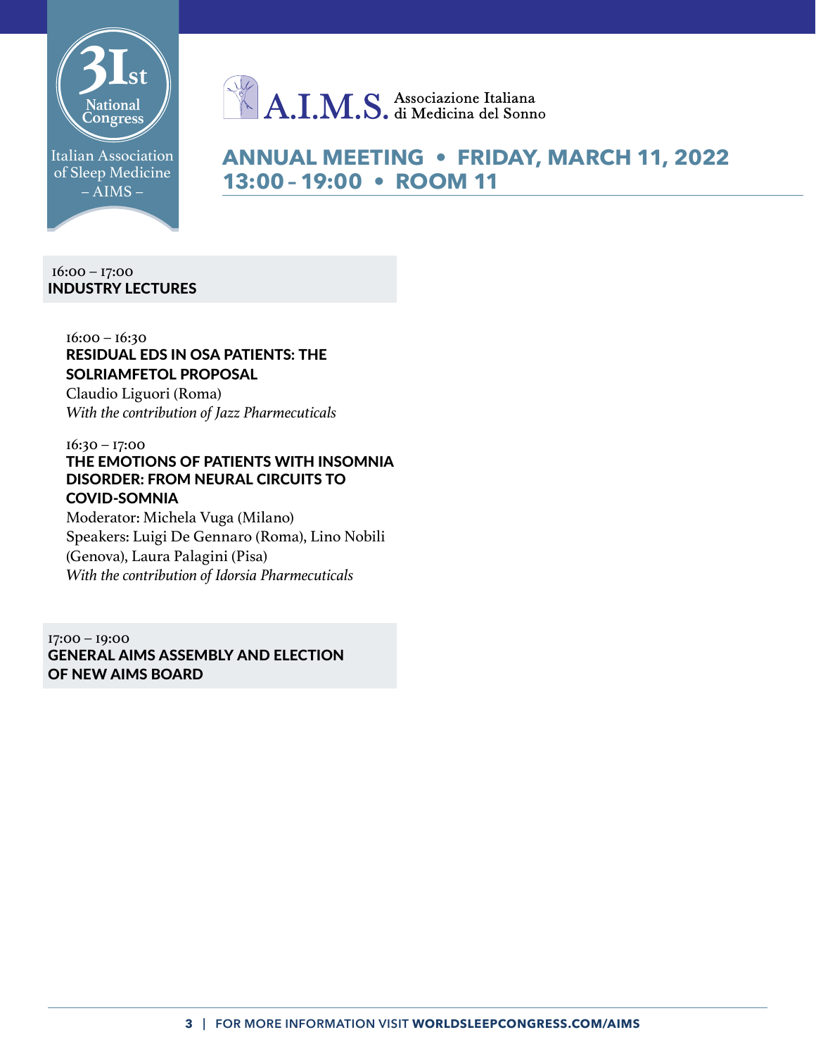31st National Congress

Italian Association of Sleep Medicine – AIMS –

A.I.M.S. Associazione Italiana di Medicina del Sonno

## ANNUAL MEETING • FRIDAY, MARCH 11, 2022
## 13:00 – 19:00 • ROOM 11

16:00 – 17:00
### INDUSTRY LECTURES

16:00 – 16:30
**RESIDUAL EDS IN OSA PATIENTS: THE SOLRIAMFETOL PROPOSAL**
Claudio Liguori (Roma)
*With the contribution of Jazz Pharmecuticals*

16:30 – 17:00
**THE EMOTIONS OF PATIENTS WITH INSOMNIA DISORDER: FROM NEURAL CIRCUITS TO COVID-SOMNIA**
Moderator: Michela Vuga (Milano)
Speakers: Luigi De Gennaro (Roma), Lino Nobili (Genova), Laura Palagini (Pisa)
*With the contribution of Idorsia Pharmecuticals*

17:00 – 19:00
### GENERAL AIMS ASSEMBLY AND ELECTION OF NEW AIMS BOARD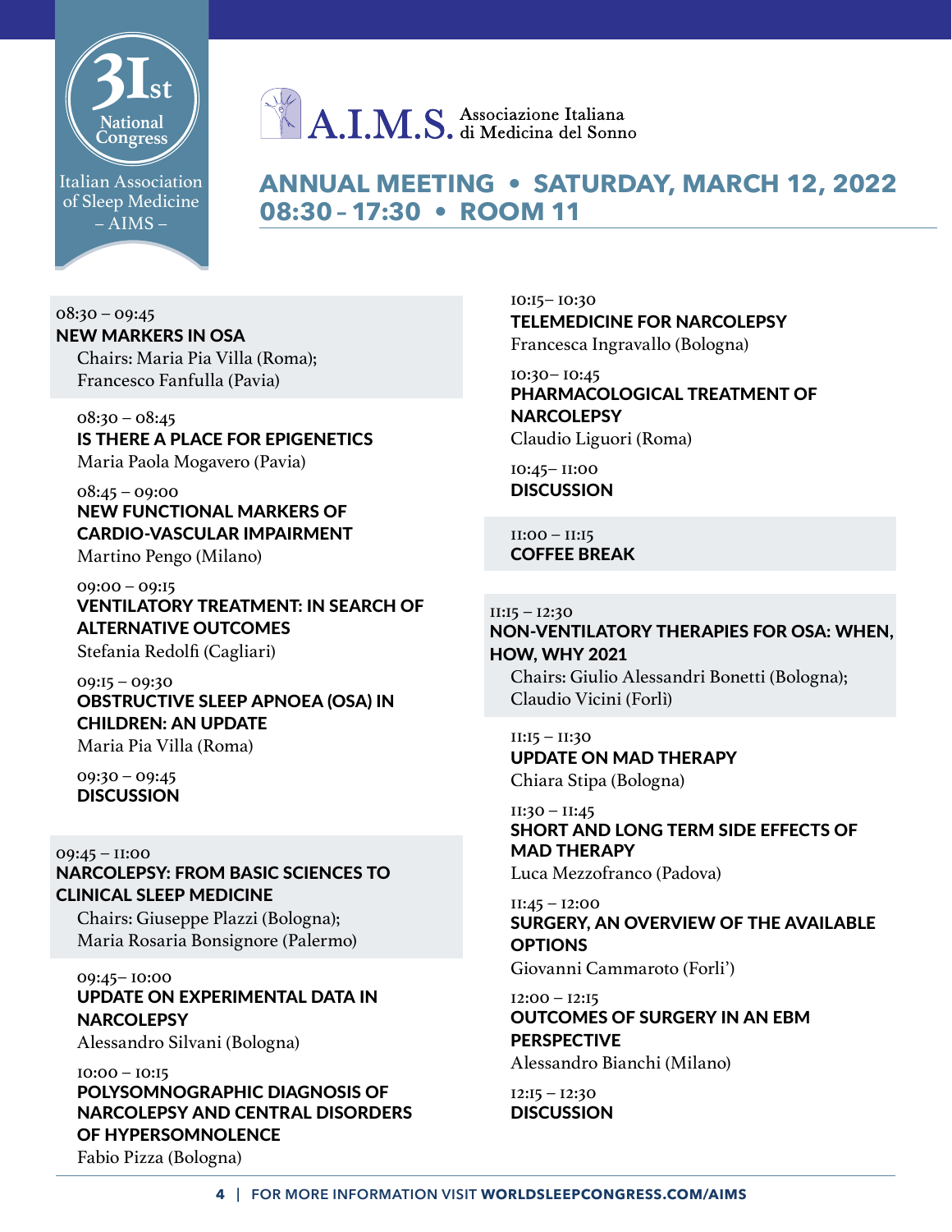31st National Congress

Italian Association of Sleep Medicine – AIMS –

A.I.M.S. Associazione Italiana di Medicina del Sonno

## ANNUAL MEETING • SATURDAY, MARCH 12, 2022
## 08:30 – 17:30 • ROOM 11

08:30 – 09:45
### NEW MARKERS IN OSA
Chairs: Maria Pia Villa (Roma); Francesco Fanfulla (Pavia)

08:30 – 08:45
**IS THERE A PLACE FOR EPIGENETICS**
Maria Paola Mogavero (Pavia)

08:45 – 09:00
**NEW FUNCTIONAL MARKERS OF CARDIO-VASCULAR IMPAIRMENT**
Martino Pengo (Milano)

09:00 – 09:15
**VENTILATORY TREATMENT: IN SEARCH OF ALTERNATIVE OUTCOMES**
Stefania Redolfi (Cagliari)

09:15 – 09:30
**OBSTRUCTIVE SLEEP APNOEA (OSA) IN CHILDREN: AN UPDATE**
Maria Pia Villa (Roma)

09:30 – 09:45
**DISCUSSION**

09:45 – 11:00
### NARCOLEPSY: FROM BASIC SCIENCES TO CLINICAL SLEEP MEDICINE
Chairs: Giuseppe Plazzi (Bologna); Maria Rosaria Bonsignore (Palermo)

09:45– 10:00
**UPDATE ON EXPERIMENTAL DATA IN NARCOLEPSY**
Alessandro Silvani (Bologna)

10:00 – 10:15
**POLYSOMNOGRAPHIC DIAGNOSIS OF NARCOLEPSY AND CENTRAL DISORDERS OF HYPERSOMNOLENCE**
Fabio Pizza (Bologna)

10:15– 10:30
**TELEMEDICINE FOR NARCOLEPSY**
Francesca Ingravallo (Bologna)

10:30– 10:45
**PHARMACOLOGICAL TREATMENT OF NARCOLEPSY**
Claudio Liguori (Roma)

10:45– 11:00
**DISCUSSION**

11:00 – 11:15
**COFFEE BREAK**

11:15 – 12:30
### NON-VENTILATORY THERAPIES FOR OSA: WHEN, HOW, WHY 2021
Chairs: Giulio Alessandri Bonetti (Bologna); Claudio Vicini (Forlì)

11:15 – 11:30
**UPDATE ON MAD THERAPY**
Chiara Stipa (Bologna)

11:30 – 11:45
**SHORT AND LONG TERM SIDE EFFECTS OF MAD THERAPY**
Luca Mezzofranco (Padova)

11:45 – 12:00
**SURGERY, AN OVERVIEW OF THE AVAILABLE OPTIONS**
Giovanni Cammaroto (Forli')

12:00 – 12:15
**OUTCOMES OF SURGERY IN AN EBM PERSPECTIVE**
Alessandro Bianchi (Milano)

12:15 – 12:30
**DISCUSSION**

FOR MORE INFORMATION VISIT **WORLDSLEEPCONGRESS.COM/AIMS**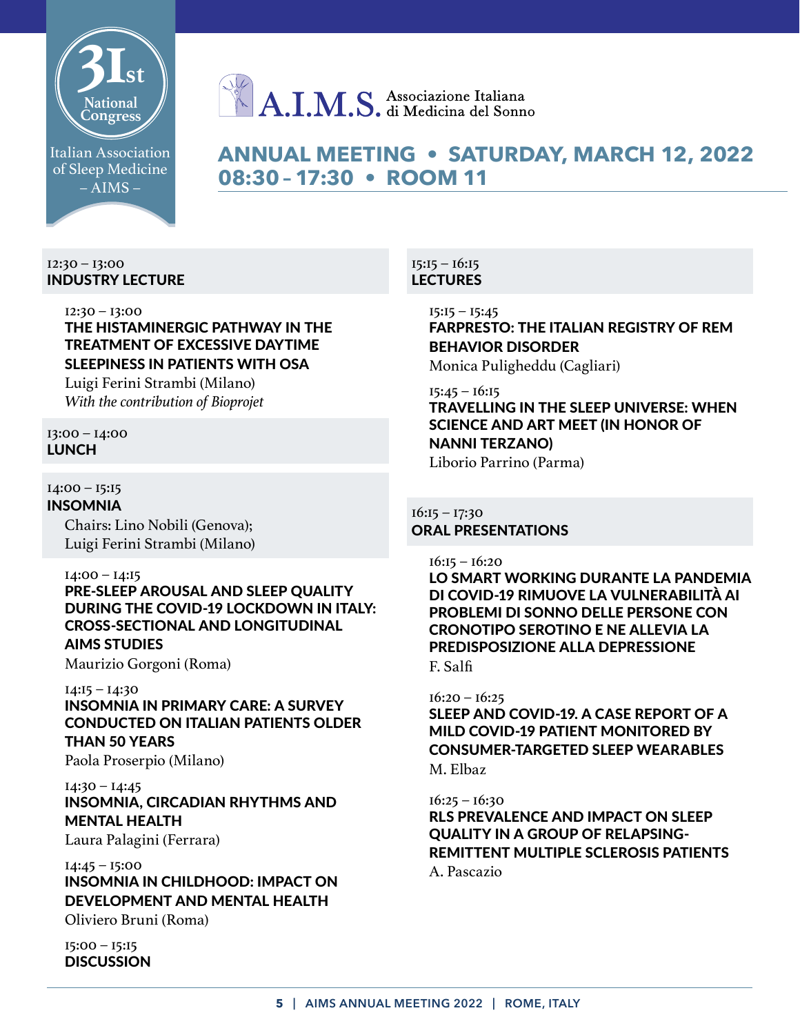31st National Congress

Italian Association of Sleep Medicine – AIMS –

A.I.M.S. Associazione Italiana di Medicina del Sonno

## ANNUAL MEETING • SATURDAY, MARCH 12, 2022
## 08:30 – 17:30 • ROOM 11

### 12:30 – 13:00
### INDUSTRY LECTURE

12:30 – 13:00
**THE HISTAMINERGIC PATHWAY IN THE TREATMENT OF EXCESSIVE DAYTIME SLEEPINESS IN PATIENTS WITH OSA**
Luigi Ferini Strambi (Milano)
*With the contribution of Bioprojet*

### 13:00 – 14:00
### LUNCH

### 14:00 – 15:15
### INSOMNIA

Chairs: Lino Nobili (Genova); Luigi Ferini Strambi (Milano)

14:00 – 14:15
**PRE-SLEEP AROUSAL AND SLEEP QUALITY DURING THE COVID-19 LOCKDOWN IN ITALY: CROSS-SECTIONAL AND LONGITUDINAL AIMS STUDIES**
Maurizio Gorgoni (Roma)

14:15 – 14:30
**INSOMNIA IN PRIMARY CARE: A SURVEY CONDUCTED ON ITALIAN PATIENTS OLDER THAN 50 YEARS**
Paola Proserpio (Milano)

14:30 – 14:45
**INSOMNIA, CIRCADIAN RHYTHMS AND MENTAL HEALTH**
Laura Palagini (Ferrara)

14:45 – 15:00
**INSOMNIA IN CHILDHOOD: IMPACT ON DEVELOPMENT AND MENTAL HEALTH**
Oliviero Bruni (Roma)

15:00 – 15:15
**DISCUSSION**

### 15:15 – 16:15
### LECTURES

15:15 – 15:45
**FARPRESTO: THE ITALIAN REGISTRY OF REM BEHAVIOR DISORDER**
Monica Puligheddu (Cagliari)

15:45 – 16:15
**TRAVELLING IN THE SLEEP UNIVERSE: WHEN SCIENCE AND ART MEET (IN HONOR OF NANNI TERZANO)**
Liborio Parrino (Parma)

### 16:15 – 17:30
### ORAL PRESENTATIONS

16:15 – 16:20
**LO SMART WORKING DURANTE LA PANDEMIA DI COVID-19 RIMUOVE LA VULNERABILITÀ AI PROBLEMI DI SONNO DELLE PERSONE CON CRONOTIPO SEROTINO E NE ALLEVIA LA PREDISPOSIZIONE ALLA DEPRESSIONE**
F. Salfi

16:20 – 16:25
**SLEEP AND COVID-19. A CASE REPORT OF A MILD COVID-19 PATIENT MONITORED BY CONSUMER-TARGETED SLEEP WEARABLES**
M. Elbaz

16:25 – 16:30
**RLS PREVALENCE AND IMPACT ON SLEEP QUALITY IN A GROUP OF RELAPSING-REMITTENT MULTIPLE SCLEROSIS PATIENTS**
A. Pascazio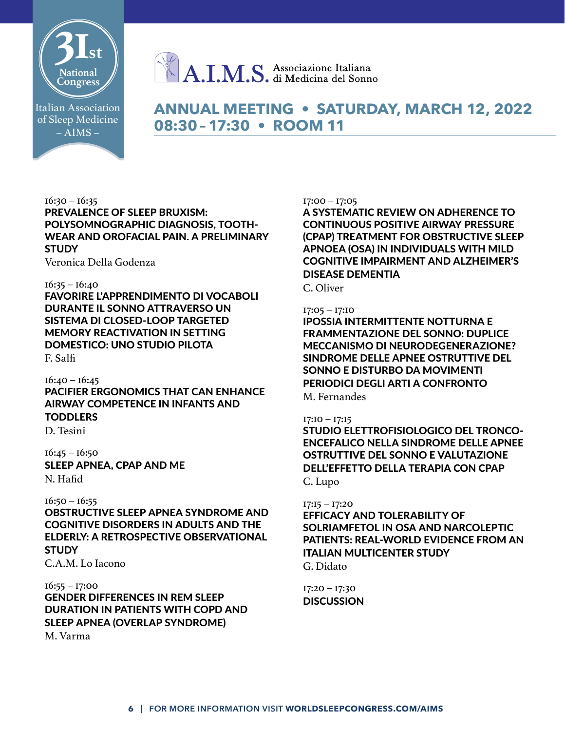31st National Congress

Italian Association of Sleep Medicine – AIMS –

A.I.M.S. Associazione Italiana di Medicina del Sonno

## ANNUAL MEETING • SATURDAY, MARCH 12, 2022
## 08:30 – 17:30 • ROOM 11

16:30 – 16:35
**PREVALENCE OF SLEEP BRUXISM: POLYSOMNOGRAPHIC DIAGNOSIS, TOOTH-WEAR AND OROFACIAL PAIN. A PRELIMINARY STUDY**
Veronica Della Godenza

16:35 – 16:40
**FAVORIRE L'APPRENDIMENTO DI VOCABOLI DURANTE IL SONNO ATTRAVERSO UN SISTEMA DI CLOSED-LOOP TARGETED MEMORY REACTIVATION IN SETTING DOMESTICO: UNO STUDIO PILOTA**
F. Salfi

16:40 – 16:45
**PACIFIER ERGONOMICS THAT CAN ENHANCE AIRWAY COMPETENCE IN INFANTS AND TODDLERS**
D. Tesini

16:45 – 16:50
**SLEEP APNEA, CPAP AND ME**
N. Hafid

16:50 – 16:55
**OBSTRUCTIVE SLEEP APNEA SYNDROME AND COGNITIVE DISORDERS IN ADULTS AND THE ELDERLY: A RETROSPECTIVE OBSERVATIONAL STUDY**
C.A.M. Lo Iacono

16:55 – 17:00
**GENDER DIFFERENCES IN REM SLEEP DURATION IN PATIENTS WITH COPD AND SLEEP APNEA (OVERLAP SYNDROME)**
M. Varma

17:00 – 17:05
**A SYSTEMATIC REVIEW ON ADHERENCE TO CONTINUOUS POSITIVE AIRWAY PRESSURE (CPAP) TREATMENT FOR OBSTRUCTIVE SLEEP APNOEA (OSA) IN INDIVIDUALS WITH MILD COGNITIVE IMPAIRMENT AND ALZHEIMER'S DISEASE DEMENTIA**
C. Oliver

17:05 – 17:10
**IPOSSIA INTERMITTENTE NOTTURNA E FRAMMENTAZIONE DEL SONNO: DUPLICE MECCANISMO DI NEURODEGENERAZIONE? SINDROME DELLE APNEE OSTRUTTIVE DEL SONNO E DISTURBO DA MOVIMENTI PERIODICI DEGLI ARTI A CONFRONTO**
M. Fernandes

17:10 – 17:15
**STUDIO ELETTROFISIOLOGICO DEL TRONCO-ENCEFALICO NELLA SINDROME DELLE APNEE OSTRUTTIVE DEL SONNO E VALUTAZIONE DELL'EFFETTO DELLA TERAPIA CON CPAP**
C. Lupo

17:15 – 17:20
**EFFICACY AND TOLERABILITY OF SOLRIAMFETOL IN OSA AND NARCOLEPTIC PATIENTS: REAL-WORLD EVIDENCE FROM AN ITALIAN MULTICENTER STUDY**
G. Didato

17:20 – 17:30
**DISCUSSION**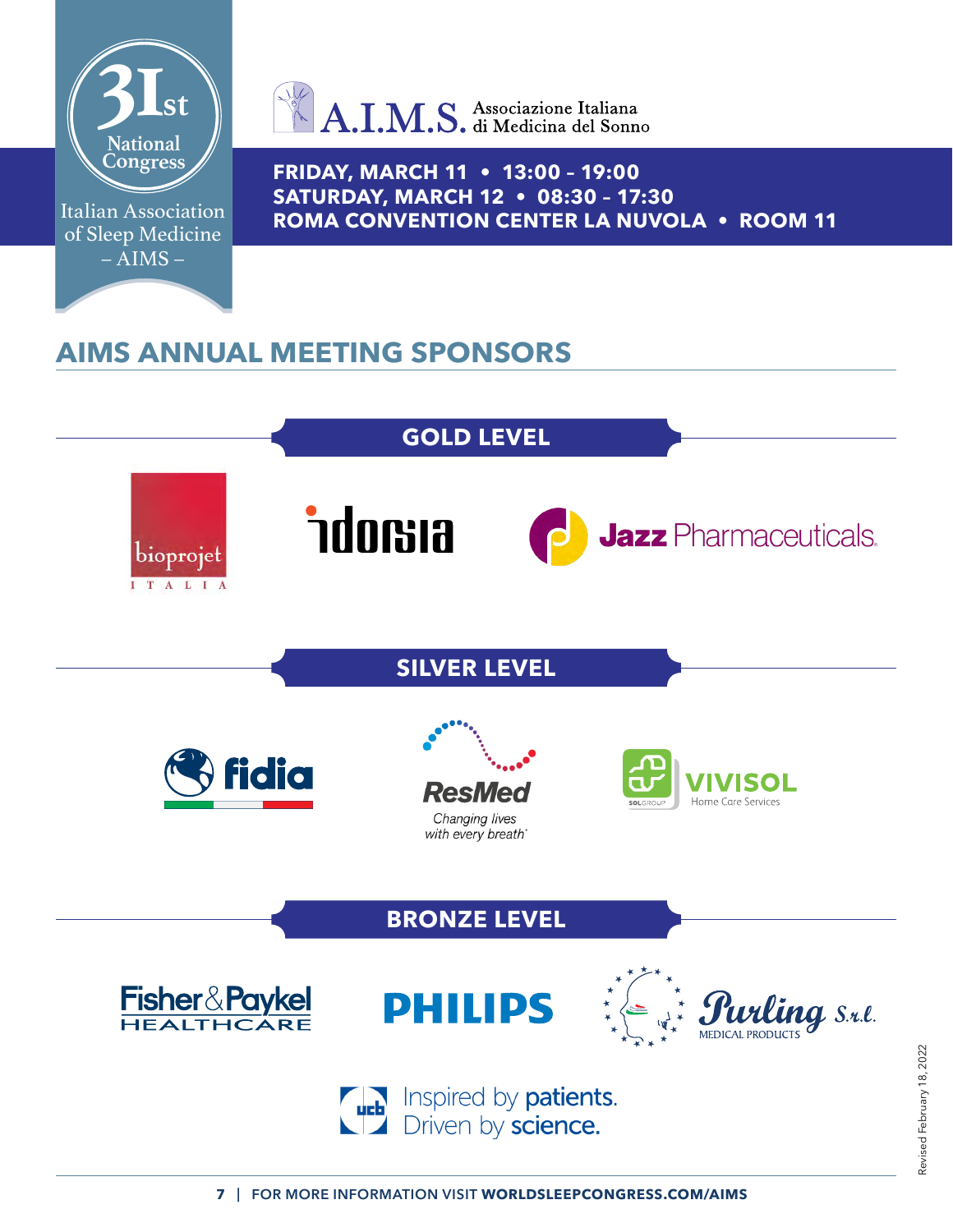31st National Congress

Italian Association of Sleep Medicine – AIMS –

A.I.M.S. Associazione Italiana di Medicina del Sonno

**FRIDAY, MARCH 11 • 13:00 – 19:00**
**SATURDAY, MARCH 12 • 08:30 – 17:30**
**ROMA CONVENTION CENTER LA NUVOLA • ROOM 11**

## AIMS ANNUAL MEETING SPONSORS

### GOLD LEVEL

bioprojet ITALIA

idorsia

Jazz Pharmaceuticals

### SILVER LEVEL

fidia

ResMed
*Changing lives with every breath*

VIVISOL Home Care Services

### BRONZE LEVEL

Fisher & Paykel HEALTHCARE

PHILIPS

Purling S.r.l. MEDICAL PRODUCTS

ucb Inspired by **patients.** Driven by **science.**

Revised February 18, 2022

FOR MORE INFORMATION VISIT **WORLDSLEEPCONGRESS.COM/AIMS**